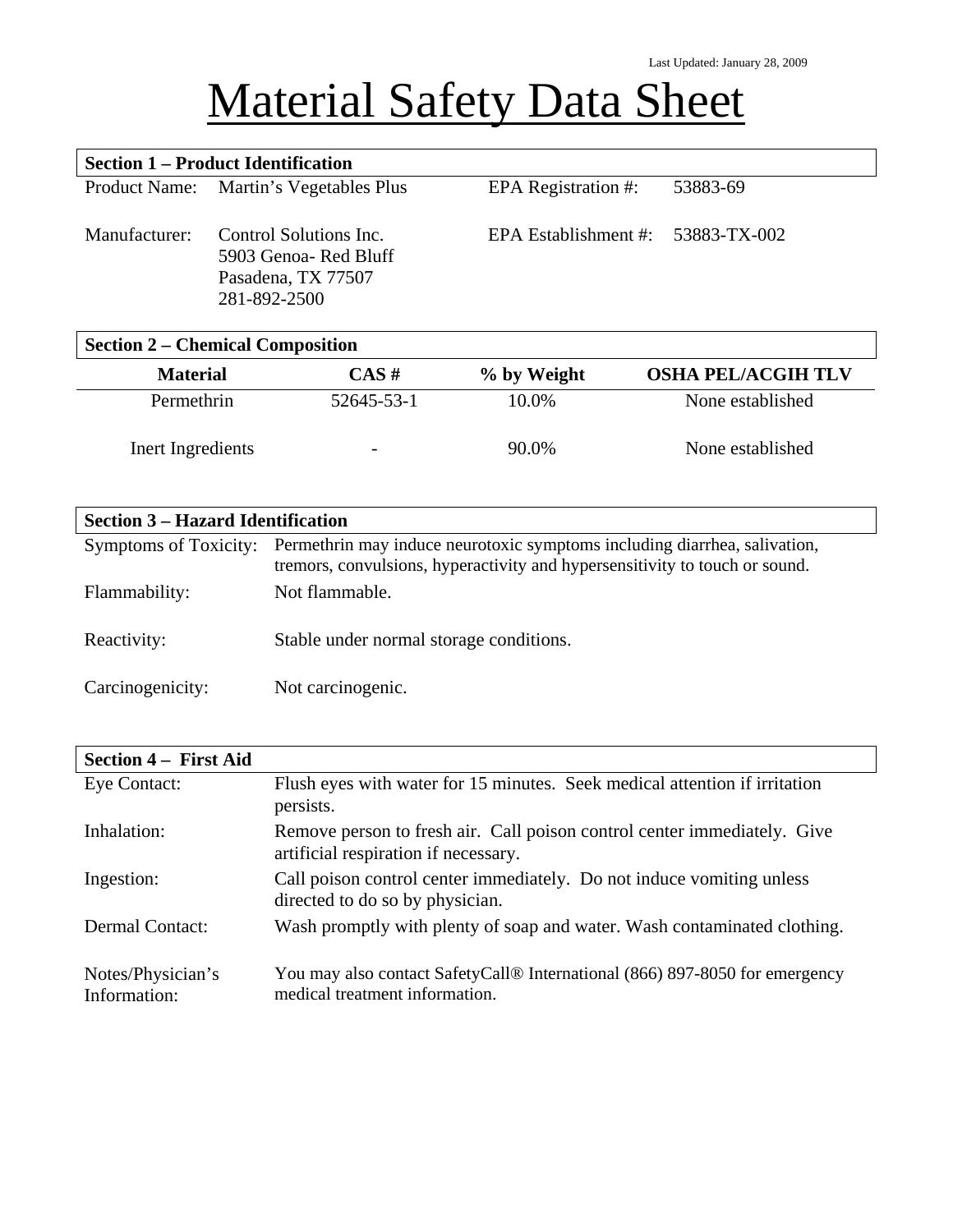Last Updated: January 28, 2009

# Material Safety Data Sheet

## Section 1 – Product Identification

| | | | |
|---|---|---|---|
| Product Name: | Martin's Vegetables Plus | EPA Registration #: | 53883-69 |
| Manufacturer: | Control Solutions Inc.<br>5903 Genoa- Red Bluff<br>Pasadena, TX 77507<br>281-892-2500 | EPA Establishment #: | 53883-TX-002 |

## Section 2 – Chemical Composition

| Material | CAS # | % by Weight | OSHA PEL/ACGIH TLV |
|---|---|---|---|
| Permethrin | 52645-53-1 | 10.0% | None established |
| Inert Ingredients | - | 90.0% | None established |

## Section 3 – Hazard Identification

| | |
|---|---|
| Symptoms of Toxicity: | Permethrin may induce neurotoxic symptoms including diarrhea, salivation, tremors, convulsions, hyperactivity and hypersensitivity to touch or sound. |
| Flammability: | Not flammable. |
| Reactivity: | Stable under normal storage conditions. |
| Carcinogenicity: | Not carcinogenic. |

## Section 4 – First Aid

| | |
|---|---|
| Eye Contact: | Flush eyes with water for 15 minutes. Seek medical attention if irritation persists. |
| Inhalation: | Remove person to fresh air. Call poison control center immediately. Give artificial respiration if necessary. |
| Ingestion: | Call poison control center immediately. Do not induce vomiting unless directed to do so by physician. |
| Dermal Contact: | Wash promptly with plenty of soap and water. Wash contaminated clothing. |
| Notes/Physician's Information: | You may also contact SafetyCall® International (866) 897-8050 for emergency medical treatment information. |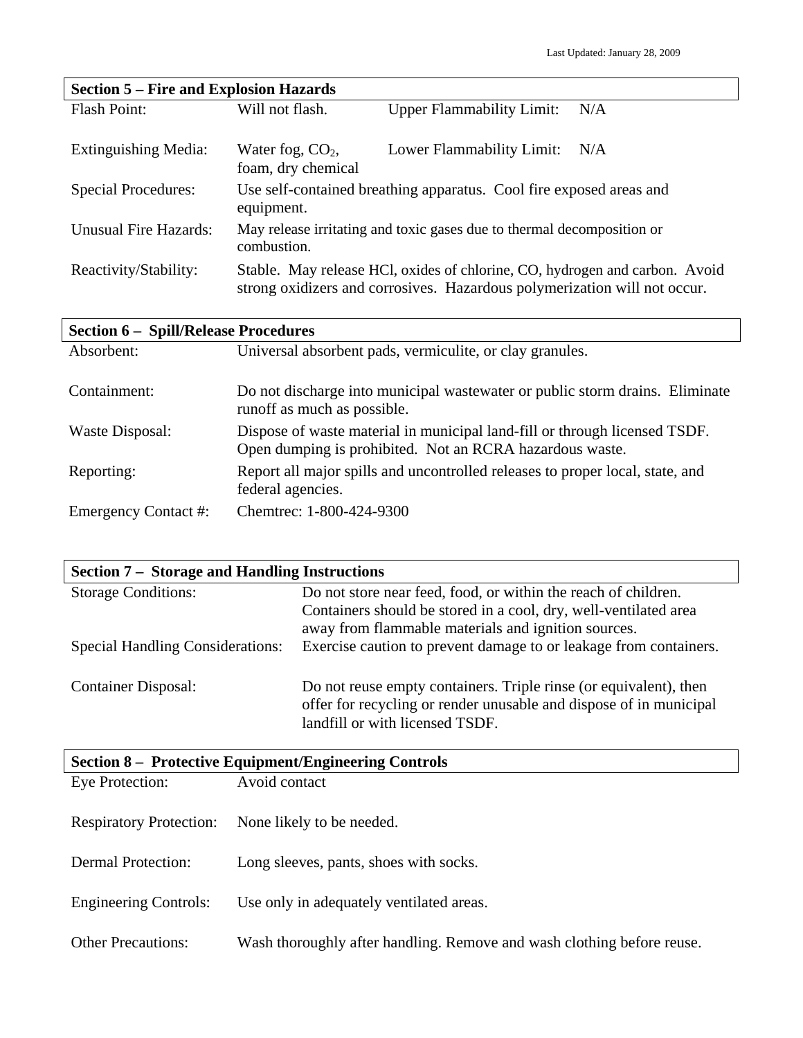Last Updated: January 28, 2009

## Section 5 – Fire and Explosion Hazards

| | | | |
|---|---|---|---|
| Flash Point: | Will not flash. | Upper Flammability Limit: | N/A |
| Extinguishing Media: | Water fog, $CO_2$, foam, dry chemical | Lower Flammability Limit: | N/A |
| Special Procedures: | Use self-contained breathing apparatus. Cool fire exposed areas and equipment. | | |
| Unusual Fire Hazards: | May release irritating and toxic gases due to thermal decomposition or combustion. | | |
| Reactivity/Stability: | Stable. May release HCl, oxides of chlorine, CO, hydrogen and carbon. Avoid strong oxidizers and corrosives. Hazardous polymerization will not occur. | | |

## Section 6 – Spill/Release Procedures

| | |
|---|---|
| Absorbent: | Universal absorbent pads, vermiculite, or clay granules. |
| Containment: | Do not discharge into municipal wastewater or public storm drains. Eliminate runoff as much as possible. |
| Waste Disposal: | Dispose of waste material in municipal land-fill or through licensed TSDF. Open dumping is prohibited. Not an RCRA hazardous waste. |
| Reporting: | Report all major spills and uncontrolled releases to proper local, state, and federal agencies. |
| Emergency Contact #: | Chemtrec: 1-800-424-9300 |

## Section 7 – Storage and Handling Instructions

| | |
|---|---|
| Storage Conditions: | Do not store near feed, food, or within the reach of children. Containers should be stored in a cool, dry, well-ventilated area away from flammable materials and ignition sources. |
| Special Handling Considerations: | Exercise caution to prevent damage to or leakage from containers. |
| Container Disposal: | Do not reuse empty containers. Triple rinse (or equivalent), then offer for recycling or render unusable and dispose of in municipal landfill or with licensed TSDF. |

## Section 8 – Protective Equipment/Engineering Controls

| | |
|---|---|
| Eye Protection: | Avoid contact |
| Respiratory Protection: | None likely to be needed. |
| Dermal Protection: | Long sleeves, pants, shoes with socks. |
| Engineering Controls: | Use only in adequately ventilated areas. |
| Other Precautions: | Wash thoroughly after handling. Remove and wash clothing before reuse. |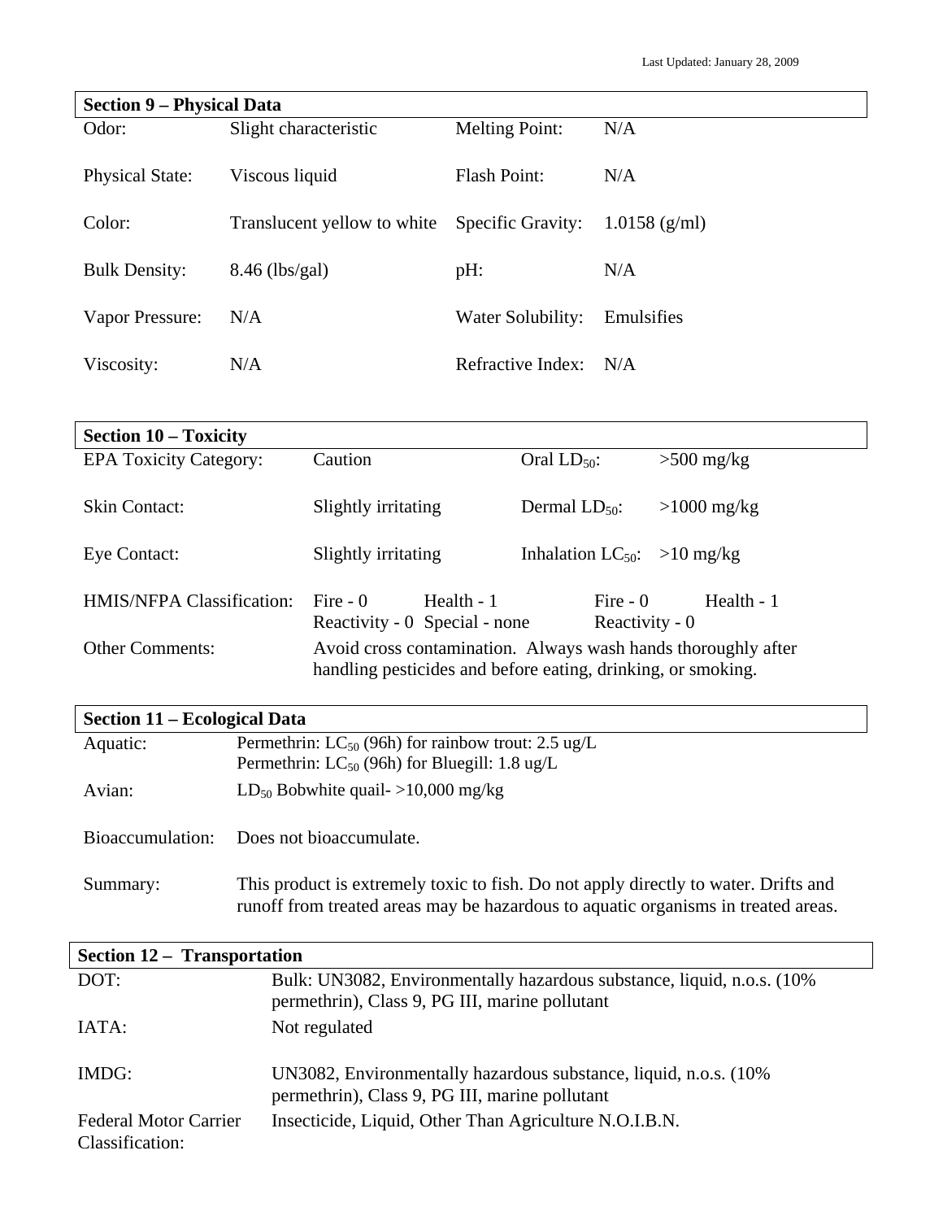## Section 9 – Physical Data

| | | | |
|---|---|---|---|
| Odor: | Slight characteristic | Melting Point: | N/A |
| Physical State: | Viscous liquid | Flash Point: | N/A |
| Color: | Translucent yellow to white | Specific Gravity: | 1.0158 (g/ml) |
| Bulk Density: | 8.46 (lbs/gal) | pH: | N/A |
| Vapor Pressure: | N/A | Water Solubility: | Emulsifies |
| Viscosity: | N/A | Refractive Index: | N/A |

## Section 10 – Toxicity

| | | | |
|---|---|---|---|
| EPA Toxicity Category: | Caution | Oral $LD_{50}$: | >500 mg/kg |
| Skin Contact: | Slightly irritating | Dermal $LD_{50}$: | >1000 mg/kg |
| Eye Contact: | Slightly irritating | Inhalation $LC_{50}$: | >10 mg/kg |
| HMIS/NFPA Classification: | Fire - 0 Health - 1 Reactivity - 0 Special - none | Fire - 0 Health - 1 Reactivity - 0 | |

Other Comments: Avoid cross contamination. Always wash hands thoroughly after handling pesticides and before eating, drinking, or smoking.

## Section 11 – Ecological Data

| | |
|---|---|
| Aquatic: | Permethrin: $LC_{50}$ (96h) for rainbow trout: 2.5 ug/L<br>Permethrin: $LC_{50}$ (96h) for Bluegill: 1.8 ug/L |
| Avian: | $LD_{50}$ Bobwhite quail- >10,000 mg/kg |
| Bioaccumulation: | Does not bioaccumulate. |
| Summary: | This product is extremely toxic to fish. Do not apply directly to water. Drifts and runoff from treated areas may be hazardous to aquatic organisms in treated areas. |

## Section 12 – Transportation

| | |
|---|---|
| DOT: | Bulk: UN3082, Environmentally hazardous substance, liquid, n.o.s. (10% permethrin), Class 9, PG III, marine pollutant |
| IATA: | Not regulated |
| IMDG: | UN3082, Environmentally hazardous substance, liquid, n.o.s. (10% permethrin), Class 9, PG III, marine pollutant |
| Federal Motor Carrier Classification: | Insecticide, Liquid, Other Than Agriculture N.O.I.B.N. |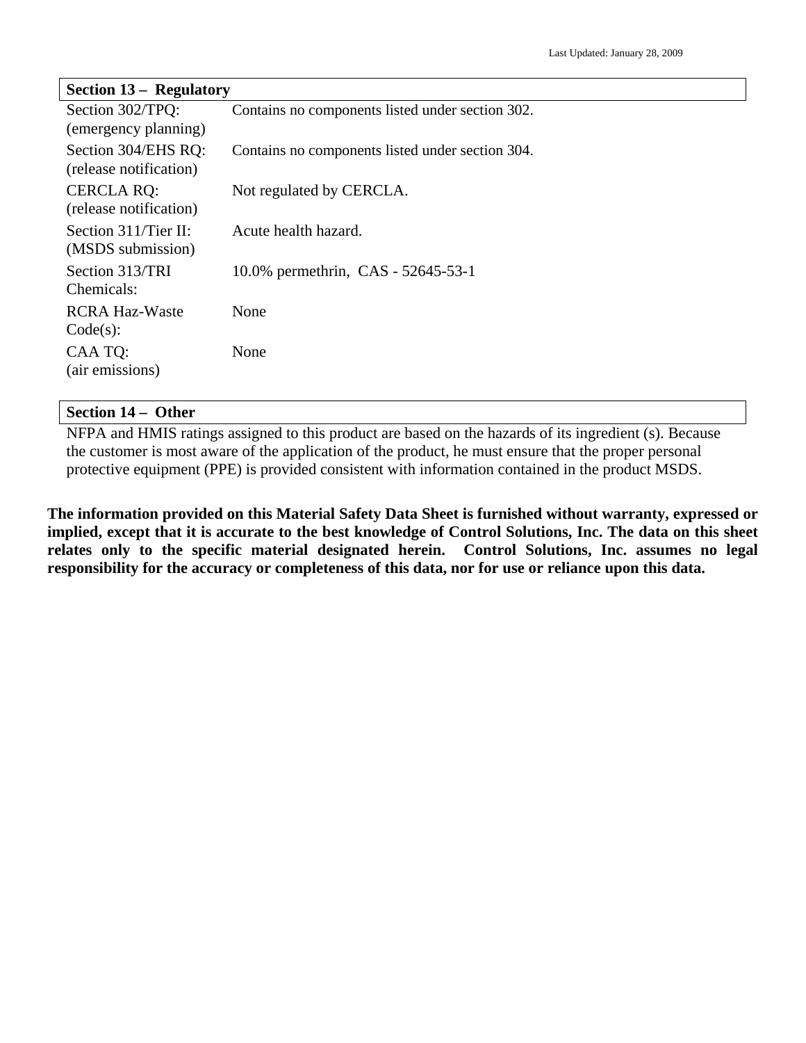## Section 13 – Regulatory

| | |
|---|---|
| Section 302/TPQ: (emergency planning) | Contains no components listed under section 302. |
| Section 304/EHS RQ: (release notification) | Contains no components listed under section 304. |
| CERCLA RQ: (release notification) | Not regulated by CERCLA. |
| Section 311/Tier II: (MSDS submission) | Acute health hazard. |
| Section 313/TRI Chemicals: | 10.0% permethrin, CAS - 52645-53-1 |
| RCRA Haz-Waste Code(s): | None |
| CAA TQ: (air emissions) | None |

## Section 14 – Other

NFPA and HMIS ratings assigned to this product are based on the hazards of its ingredient (s). Because the customer is most aware of the application of the product, he must ensure that the proper personal protective equipment (PPE) is provided consistent with information contained in the product MSDS.

**The information provided on this Material Safety Data Sheet is furnished without warranty, expressed or implied, except that it is accurate to the best knowledge of Control Solutions, Inc. The data on this sheet relates only to the specific material designated herein. Control Solutions, Inc. assumes no legal responsibility for the accuracy or completeness of this data, nor for use or reliance upon this data.**